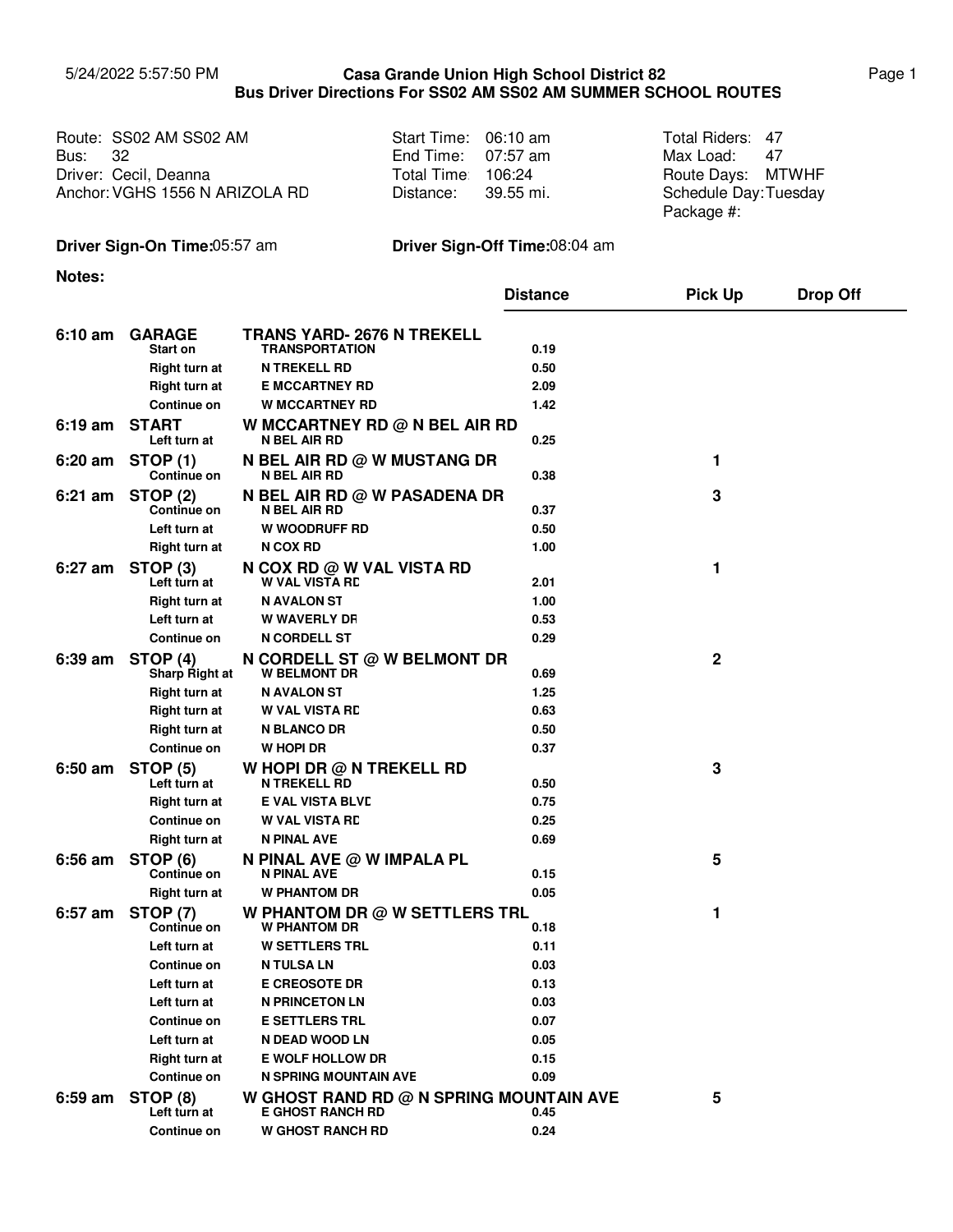5/24/2022 5:57:50 PM

**Casa Grande Union High School District 82**
**Bus Driver Directions For SS02 AM SS02 AM SUMMER SCHOOL ROUTES**

| | | |
|---|---|---|
| Route: SS02 AM SS02 AM | Start Time: 06:10 am | Total Riders: 47 |
| Bus: 32 | End Time: 07:57 am | Max Load: 47 |
| Driver: Cecil, Deanna | Total Time: 106:24 | Route Days: MTWHF |
| Anchor: VGHS 1556 N ARIZOLA RD | Distance: 39.55 mi. | Schedule Day: Tuesday |
| | | Package #: |

**Driver Sign-On Time:** 05:57 am **Driver Sign-Off Time:** 08:04 am

**Notes:**

| Time | | | Distance | Pick Up | Drop Off |
|---|---|---|---|---|---|
| **6:10 am** | **GARAGE** | **TRANS YARD- 2676 N TREKELL** | | | |
| | Start on | TRANSPORTATION | 0.19 | | |
| | Right turn at | N TREKELL RD | 0.50 | | |
| | Right turn at | E MCCARTNEY RD | 2.09 | | |
| | Continue on | W MCCARTNEY RD | 1.42 | | |
| **6:19 am** | **START** | **W MCCARTNEY RD @ N BEL AIR RD** | | | |
| | Left turn at | N BEL AIR RD | 0.25 | | |
| **6:20 am** | **STOP (1)** | **N BEL AIR RD @ W MUSTANG DR** | | 1 | |
| | Continue on | N BEL AIR RD | 0.38 | | |
| **6:21 am** | **STOP (2)** | **N BEL AIR RD @ W PASADENA DR** | | 3 | |
| | Continue on | N BEL AIR RD | 0.37 | | |
| | Left turn at | W WOODRUFF RD | 0.50 | | |
| | Right turn at | N COX RD | 1.00 | | |
| **6:27 am** | **STOP (3)** | **N COX RD @ W VAL VISTA RD** | | 1 | |
| | Left turn at | W VAL VISTA RD | 2.01 | | |
| | Right turn at | N AVALON ST | 1.00 | | |
| | Left turn at | W WAVERLY DR | 0.53 | | |
| | Continue on | N CORDELL ST | 0.29 | | |
| **6:39 am** | **STOP (4)** | **N CORDELL ST @ W BELMONT DR** | | 2 | |
| | Sharp Right at | W BELMONT DR | 0.69 | | |
| | Right turn at | N AVALON ST | 1.25 | | |
| | Right turn at | W VAL VISTA RD | 0.63 | | |
| | Right turn at | N BLANCO DR | 0.50 | | |
| | Continue on | W HOPI DR | 0.37 | | |
| **6:50 am** | **STOP (5)** | **W HOPI DR @ N TREKELL RD** | | 3 | |
| | Left turn at | N TREKELL RD | 0.50 | | |
| | Right turn at | E VAL VISTA BLVD | 0.75 | | |
| | Continue on | W VAL VISTA RD | 0.25 | | |
| | Right turn at | N PINAL AVE | 0.69 | | |
| **6:56 am** | **STOP (6)** | **N PINAL AVE @ W IMPALA PL** | | 5 | |
| | Continue on | N PINAL AVE | 0.15 | | |
| | Right turn at | W PHANTOM DR | 0.05 | | |
| **6:57 am** | **STOP (7)** | **W PHANTOM DR @ W SETTLERS TRL** | | 1 | |
| | Continue on | W PHANTOM DR | 0.18 | | |
| | Left turn at | W SETTLERS TRL | 0.11 | | |
| | Continue on | N TULSA LN | 0.03 | | |
| | Left turn at | E CREOSOTE DR | 0.13 | | |
| | Left turn at | N PRINCETON LN | 0.03 | | |
| | Continue on | E SETTLERS TRL | 0.07 | | |
| | Left turn at | N DEAD WOOD LN | 0.05 | | |
| | Right turn at | E WOLF HOLLOW DR | 0.15 | | |
| | Continue on | N SPRING MOUNTAIN AVE | 0.09 | | |
| **6:59 am** | **STOP (8)** | **W GHOST RAND RD @ N SPRING MOUNTAIN AVE** | | 5 | |
| | Left turn at | E GHOST RANCH RD | 0.45 | | |
| | Continue on | W GHOST RANCH RD | 0.24 | | |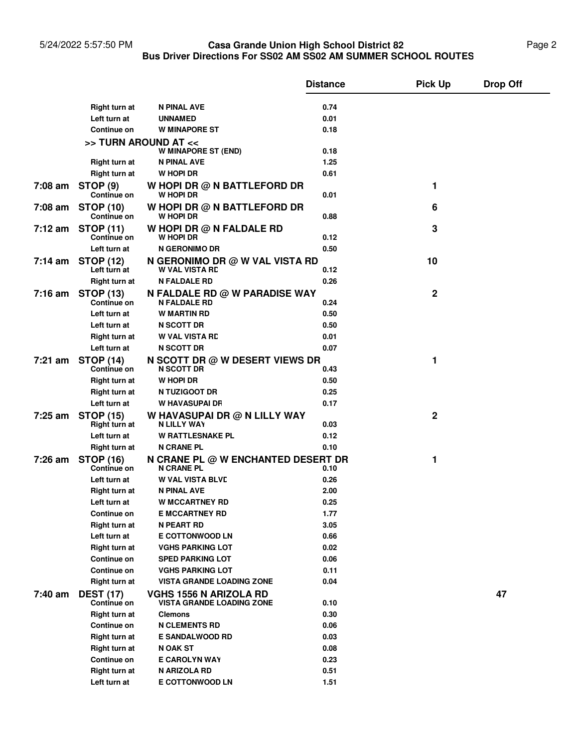# Casa Grande Union High School District 82
## Bus Driver Directions For SS02 AM SS02 AM SUMMER SCHOOL ROUTES

| Time | Action | Location | Distance | Pick Up | Drop Off |
|---|---|---|---|---|---|
| | Right turn at | N PINAL AVE | 0.74 | | |
| | Left turn at | UNNAMED | 0.01 | | |
| | Continue on | W MINAPORE ST | 0.18 | | |
| | >> TURN AROUND AT << | W MINAPORE ST (END) | 0.18 | | |
| | Right turn at | N PINAL AVE | 1.25 | | |
| | Right turn at | W HOPI DR | 0.61 | | |
| 7:08 am | **STOP (9)** | **W HOPI DR @ N BATTLEFORD DR** | | 1 | |
| | Continue on | W HOPI DR | 0.01 | | |
| 7:08 am | **STOP (10)** | **W HOPI DR @ N BATTLEFORD DR** | | 6 | |
| | Continue on | W HOPI DR | 0.88 | | |
| 7:12 am | **STOP (11)** | **W HOPI DR @ N FALDALE RD** | | 3 | |
| | Continue on | W HOPI DR | 0.12 | | |
| | Left turn at | N GERONIMO DR | 0.50 | | |
| 7:14 am | **STOP (12)** | **N GERONIMO DR @ W VAL VISTA RD** | | 10 | |
| | Left turn at | W VAL VISTA RD | 0.12 | | |
| | Right turn at | N FALDALE RD | 0.26 | | |
| 7:16 am | **STOP (13)** | **N FALDALE RD @ W PARADISE WAY** | | 2 | |
| | Continue on | N FALDALE RD | 0.24 | | |
| | Left turn at | W MARTIN RD | 0.50 | | |
| | Left turn at | N SCOTT DR | 0.50 | | |
| | Right turn at | W VAL VISTA RD | 0.01 | | |
| | Left turn at | N SCOTT DR | 0.07 | | |
| 7:21 am | **STOP (14)** | **N SCOTT DR @ W DESERT VIEWS DR** | | 1 | |
| | Continue on | N SCOTT DR | 0.43 | | |
| | Right turn at | W HOPI DR | 0.50 | | |
| | Right turn at | N TUZIGOOT DR | 0.25 | | |
| | Left turn at | W HAVASUPAI DR | 0.17 | | |
| 7:25 am | **STOP (15)** | **W HAVASUPAI DR @ N LILLY WAY** | | 2 | |
| | Right turn at | N LILLY WAY | 0.03 | | |
| | Left turn at | W RATTLESNAKE PL | 0.12 | | |
| | Right turn at | N CRANE PL | 0.10 | | |
| 7:26 am | **STOP (16)** | **N CRANE PL @ W ENCHANTED DESERT DR** | | 1 | |
| | Continue on | N CRANE PL | 0.10 | | |
| | Left turn at | W VAL VISTA BLVD | 0.26 | | |
| | Right turn at | N PINAL AVE | 2.00 | | |
| | Left turn at | W MCCARTNEY RD | 0.25 | | |
| | Continue on | E MCCARTNEY RD | 1.77 | | |
| | Right turn at | N PEART RD | 3.05 | | |
| | Left turn at | E COTTONWOOD LN | 0.66 | | |
| | Right turn at | VGHS PARKING LOT | 0.02 | | |
| | Continue on | SPED PARKING LOT | 0.06 | | |
| | Continue on | VGHS PARKING LOT | 0.11 | | |
| | Right turn at | VISTA GRANDE LOADING ZONE | 0.04 | | |
| 7:40 am | **DEST (17)** | **VGHS 1556 N ARIZOLA RD** | | | 47 |
| | Continue on | VISTA GRANDE LOADING ZONE | 0.10 | | |
| | Right turn at | Clemons | 0.30 | | |
| | Continue on | N CLEMENTS RD | 0.06 | | |
| | Right turn at | E SANDALWOOD RD | 0.03 | | |
| | Right turn at | N OAK ST | 0.08 | | |
| | Continue on | E CAROLYN WAY | 0.23 | | |
| | Right turn at | N ARIZOLA RD | 0.51 | | |
| | Left turn at | E COTTONWOOD LN | 1.51 | | |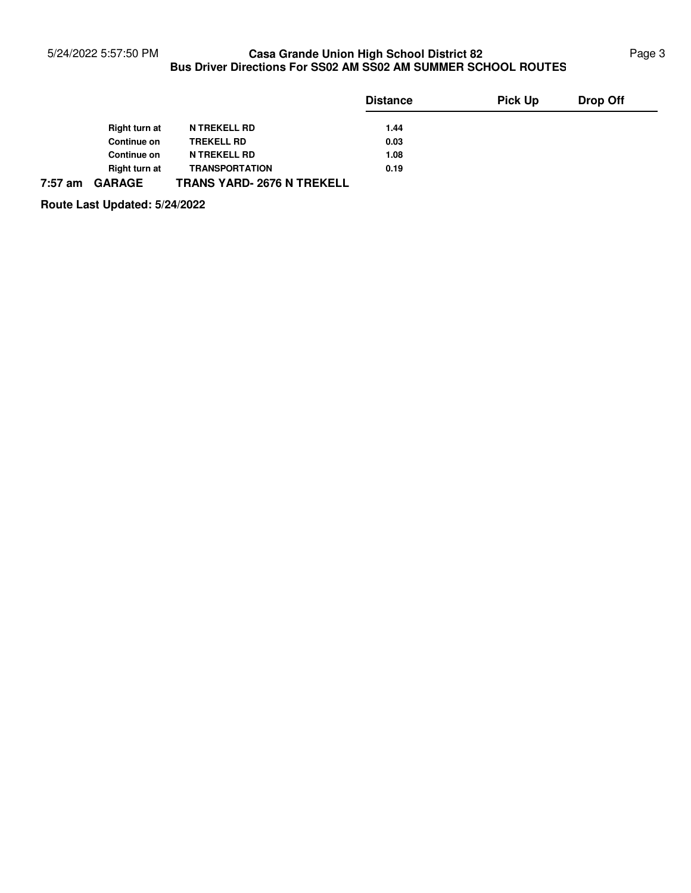| | | | Distance | Pick Up | Drop Off |
|---|---|---|---|---|---|
| | Right turn at | N TREKELL RD | 1.44 | | |
| | Continue on | TREKELL RD | 0.03 | | |
| | Continue on | N TREKELL RD | 1.08 | | |
| | Right turn at | TRANSPORTATION | 0.19 | | |
| **7:57 am** | **GARAGE** | **TRANS YARD- 2676 N TREKELL** | | | |

**Route Last Updated: 5/24/2022**